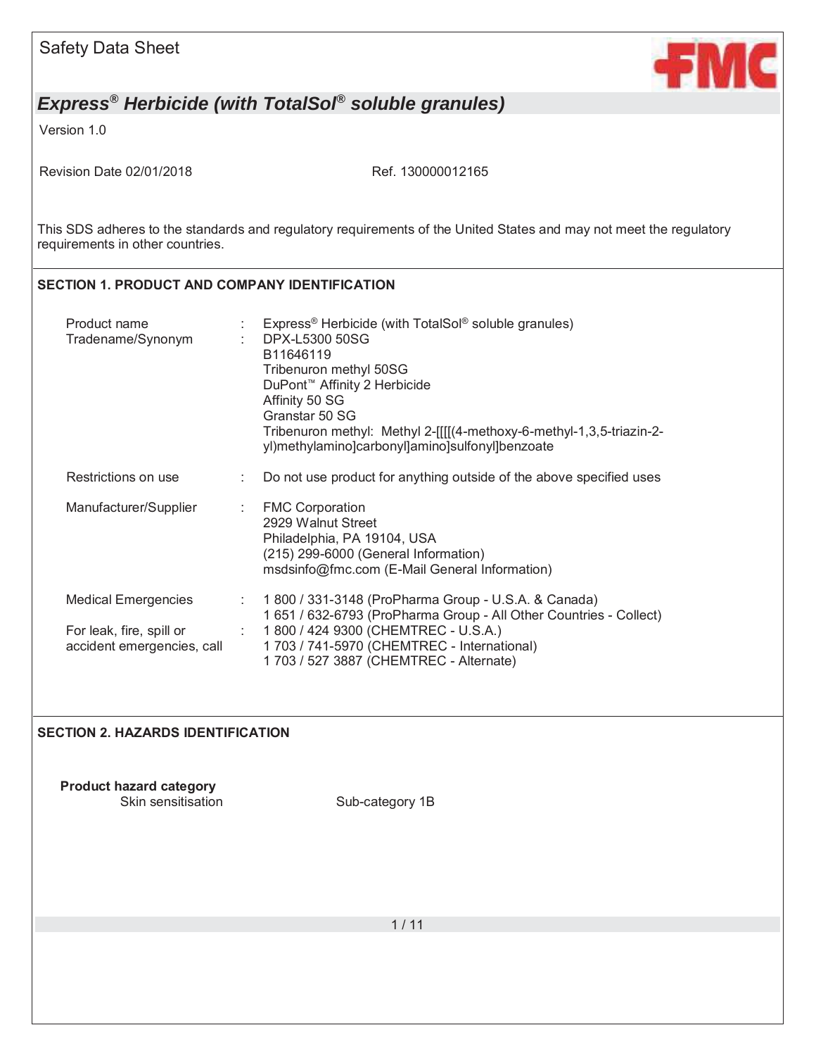Safety Data Sheet

# *Express® Herbicide (with TotalSol® soluble granules)*

Version 1.0

Revision Date 02/01/2018 Ref. 130000012165

This SDS adheres to the standards and regulatory requirements of the United States and may not meet the regulatory requirements in other countries.

## SECTION 1. PRODUCT AND COMPANY IDENTIFICATION

| | | |
|---|---|---|
| Product name | : | Express® Herbicide (with TotalSol® soluble granules) |
| Tradename/Synonym | : | DPX-L5300 50SG<br>B11646119<br>Tribenuron methyl 50SG<br>DuPont™ Affinity 2 Herbicide<br>Affinity 50 SG<br>Granstar 50 SG<br>Tribenuron methyl: Methyl 2-[[[[(4-methoxy-6-methyl-1,3,5-triazin-2-yl)methylamino]carbonyl]amino]sulfonyl]benzoate |
| Restrictions on use | : | Do not use product for anything outside of the above specified uses |
| Manufacturer/Supplier | : | FMC Corporation<br>2929 Walnut Street<br>Philadelphia, PA 19104, USA<br>(215) 299-6000 (General Information)<br>msdsinfo@fmc.com (E-Mail General Information) |
| Medical Emergencies | : | 1 800 / 331-3148 (ProPharma Group - U.S.A. & Canada)<br>1 651 / 632-6793 (ProPharma Group - All Other Countries - Collect) |
| For leak, fire, spill or accident emergencies, call | : | 1 800 / 424 9300 (CHEMTREC - U.S.A.)<br>1 703 / 741-5970 (CHEMTREC - International)<br>1 703 / 527 3887 (CHEMTREC - Alternate) |

## SECTION 2. HAZARDS IDENTIFICATION

**Product hazard category**

| | |
|---|---|
| Skin sensitisation | Sub-category 1B |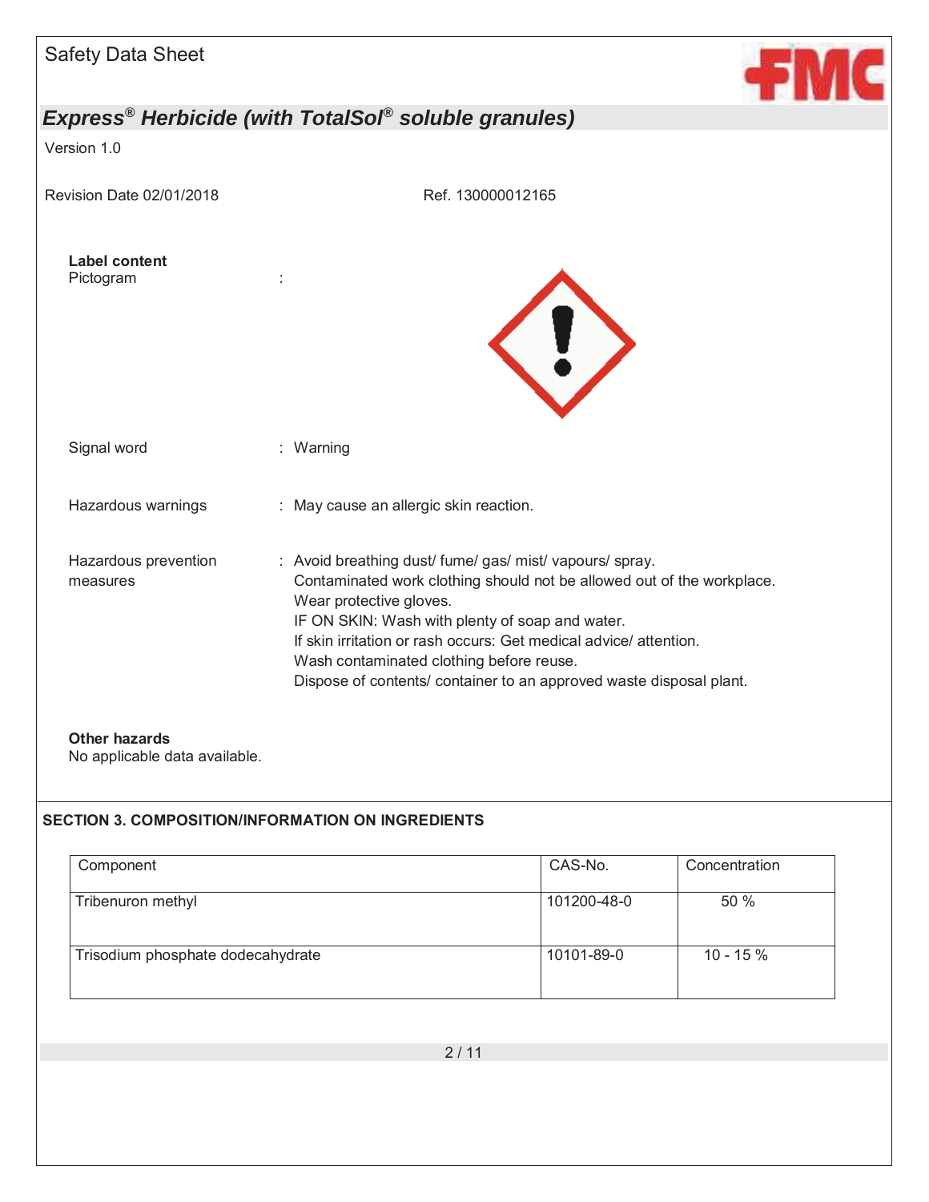**Label content**

Pictogram :

Signal word : Warning

Hazardous warnings : May cause an allergic skin reaction.

Hazardous prevention measures : Avoid breathing dust/ fume/ gas/ mist/ vapours/ spray.
Contaminated work clothing should not be allowed out of the workplace.
Wear protective gloves.
IF ON SKIN: Wash with plenty of soap and water.
If skin irritation or rash occurs: Get medical advice/ attention.
Wash contaminated clothing before reuse.
Dispose of contents/ container to an approved waste disposal plant.

**Other hazards**

No applicable data available.

## SECTION 3. COMPOSITION/INFORMATION ON INGREDIENTS

| Component | CAS-No. | Concentration |
|---|---|---|
| Tribenuron methyl | 101200-48-0 | 50 % |
| Trisodium phosphate dodecahydrate | 10101-89-0 | 10 - 15 % |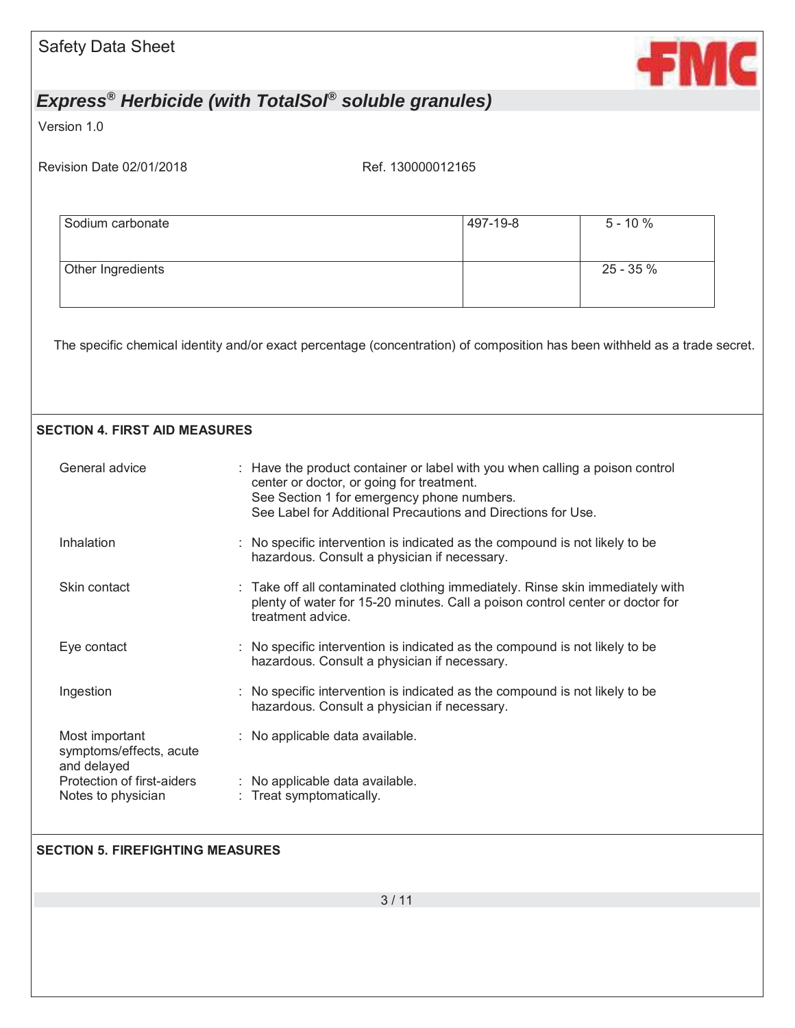| Sodium carbonate | 497-19-8 | 5 - 10 % |
| --- | --- | --- |
| Other Ingredients | | 25 - 35 % |

The specific chemical identity and/or exact percentage (concentration) of composition has been withheld as a trade secret.

## SECTION 4. FIRST AID MEASURES

| | |
| --- | --- |
| General advice | : Have the product container or label with you when calling a poison control center or doctor, or going for treatment. See Section 1 for emergency phone numbers. See Label for Additional Precautions and Directions for Use. |
| Inhalation | : No specific intervention is indicated as the compound is not likely to be hazardous. Consult a physician if necessary. |
| Skin contact | : Take off all contaminated clothing immediately. Rinse skin immediately with plenty of water for 15-20 minutes. Call a poison control center or doctor for treatment advice. |
| Eye contact | : No specific intervention is indicated as the compound is not likely to be hazardous. Consult a physician if necessary. |
| Ingestion | : No specific intervention is indicated as the compound is not likely to be hazardous. Consult a physician if necessary. |
| Most important symptoms/effects, acute and delayed | : No applicable data available. |
| Protection of first-aiders | : No applicable data available. |
| Notes to physician | : Treat symptomatically. |

## SECTION 5. FIREFIGHTING MEASURES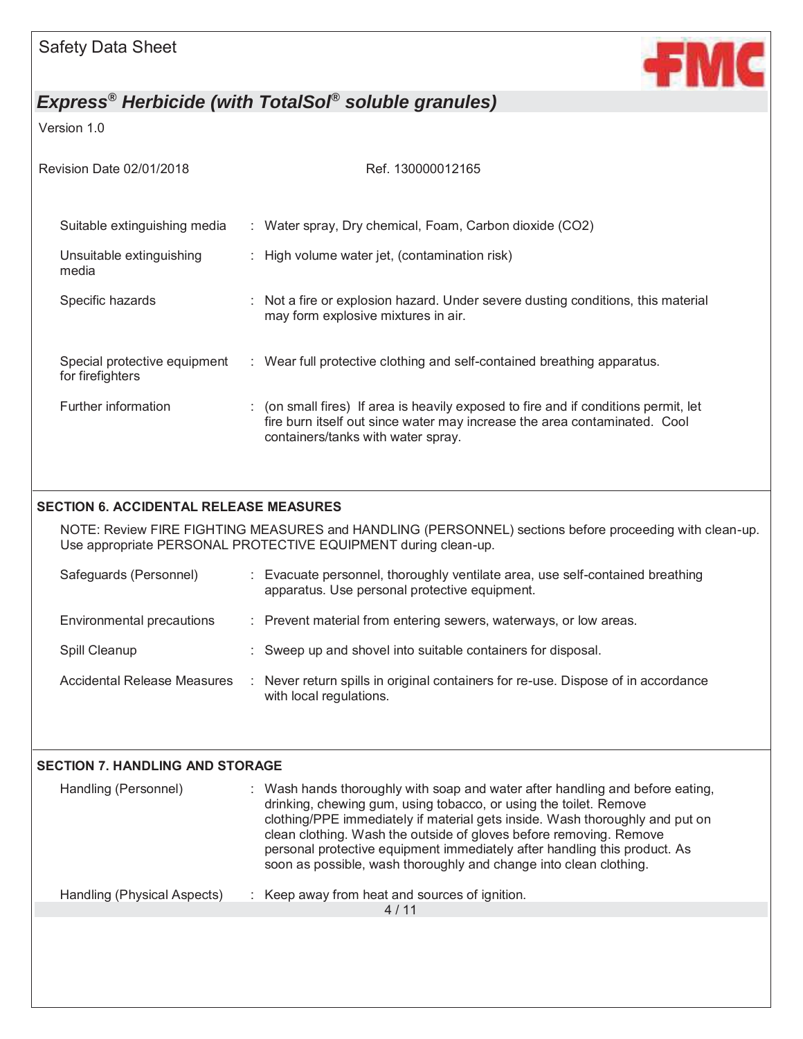| | |
|---|---|
| Suitable extinguishing media | Water spray, Dry chemical, Foam, Carbon dioxide ($CO_2$) |
| Unsuitable extinguishing media | High volume water jet, (contamination risk) |
| Specific hazards | Not a fire or explosion hazard. Under severe dusting conditions, this material may form explosive mixtures in air. |
| Special protective equipment for firefighters | Wear full protective clothing and self-contained breathing apparatus. |
| Further information | (on small fires) If area is heavily exposed to fire and if conditions permit, let fire burn itself out since water may increase the area contaminated. Cool containers/tanks with water spray. |

## SECTION 6. ACCIDENTAL RELEASE MEASURES

NOTE: Review FIRE FIGHTING MEASURES and HANDLING (PERSONNEL) sections before proceeding with clean-up. Use appropriate PERSONAL PROTECTIVE EQUIPMENT during clean-up.

| | |
|---|---|
| Safeguards (Personnel) | Evacuate personnel, thoroughly ventilate area, use self-contained breathing apparatus. Use personal protective equipment. |
| Environmental precautions | Prevent material from entering sewers, waterways, or low areas. |
| Spill Cleanup | Sweep up and shovel into suitable containers for disposal. |
| Accidental Release Measures | Never return spills in original containers for re-use. Dispose of in accordance with local regulations. |

## SECTION 7. HANDLING AND STORAGE

| | |
|---|---|
| Handling (Personnel) | Wash hands thoroughly with soap and water after handling and before eating, drinking, chewing gum, using tobacco, or using the toilet. Remove clothing/PPE immediately if material gets inside. Wash thoroughly and put on clean clothing. Wash the outside of gloves before removing. Remove personal protective equipment immediately after handling this product. As soon as possible, wash thoroughly and change into clean clothing. |
| Handling (Physical Aspects) | Keep away from heat and sources of ignition. |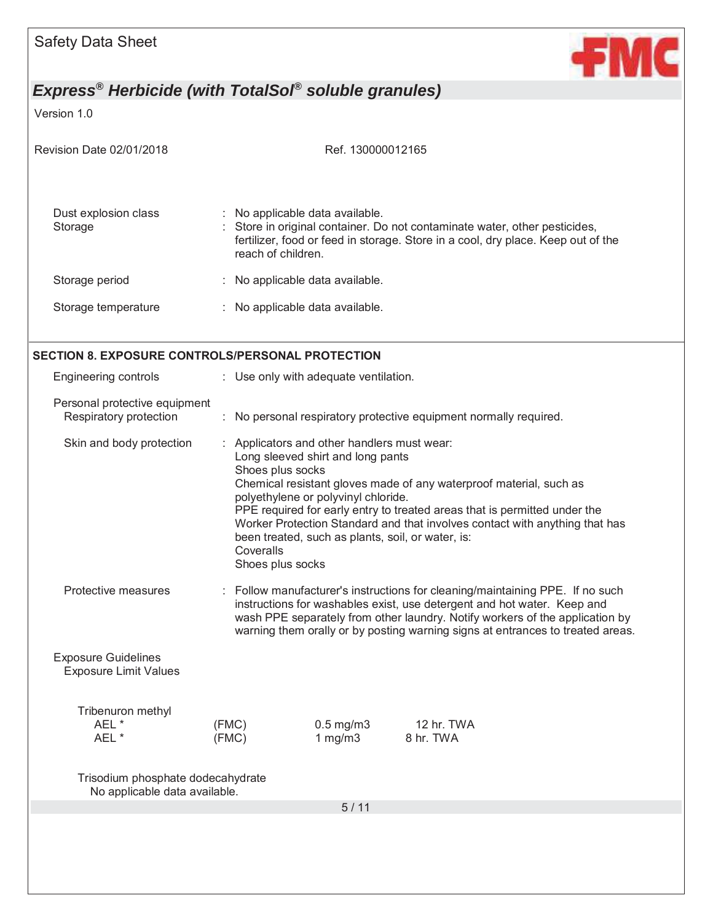| | |
|---|---|
| Dust explosion class | : No applicable data available. |
| Storage | : Store in original container. Do not contaminate water, other pesticides, fertilizer, food or feed in storage. Store in a cool, dry place. Keep out of the reach of children. |
| Storage period | : No applicable data available. |
| Storage temperature | : No applicable data available. |

## SECTION 8. EXPOSURE CONTROLS/PERSONAL PROTECTION

Engineering controls : Use only with adequate ventilation.

Personal protective equipment

Respiratory protection : No personal respiratory protective equipment normally required.

Skin and body protection : Applicators and other handlers must wear:
Long sleeved shirt and long pants
Shoes plus socks
Chemical resistant gloves made of any waterproof material, such as polyethylene or polyvinyl chloride.
PPE required for early entry to treated areas that is permitted under the Worker Protection Standard and that involves contact with anything that has been treated, such as plants, soil, or water, is:
Coveralls
Shoes plus socks

Protective measures : Follow manufacturer's instructions for cleaning/maintaining PPE. If no such instructions for washables exist, use detergent and hot water. Keep and wash PPE separately from other laundry. Notify workers of the application by warning them orally or by posting warning signs at entrances to treated areas.

Exposure Guidelines

Exposure Limit Values

Tribenuron methyl

| | | | |
|---|---|---|---|
| AEL * | (FMC) | 0.5 mg/m3 | 12 hr. TWA |
| AEL * | (FMC) | 1 mg/m3 | 8 hr. TWA |

Trisodium phosphate dodecahydrate

No applicable data available.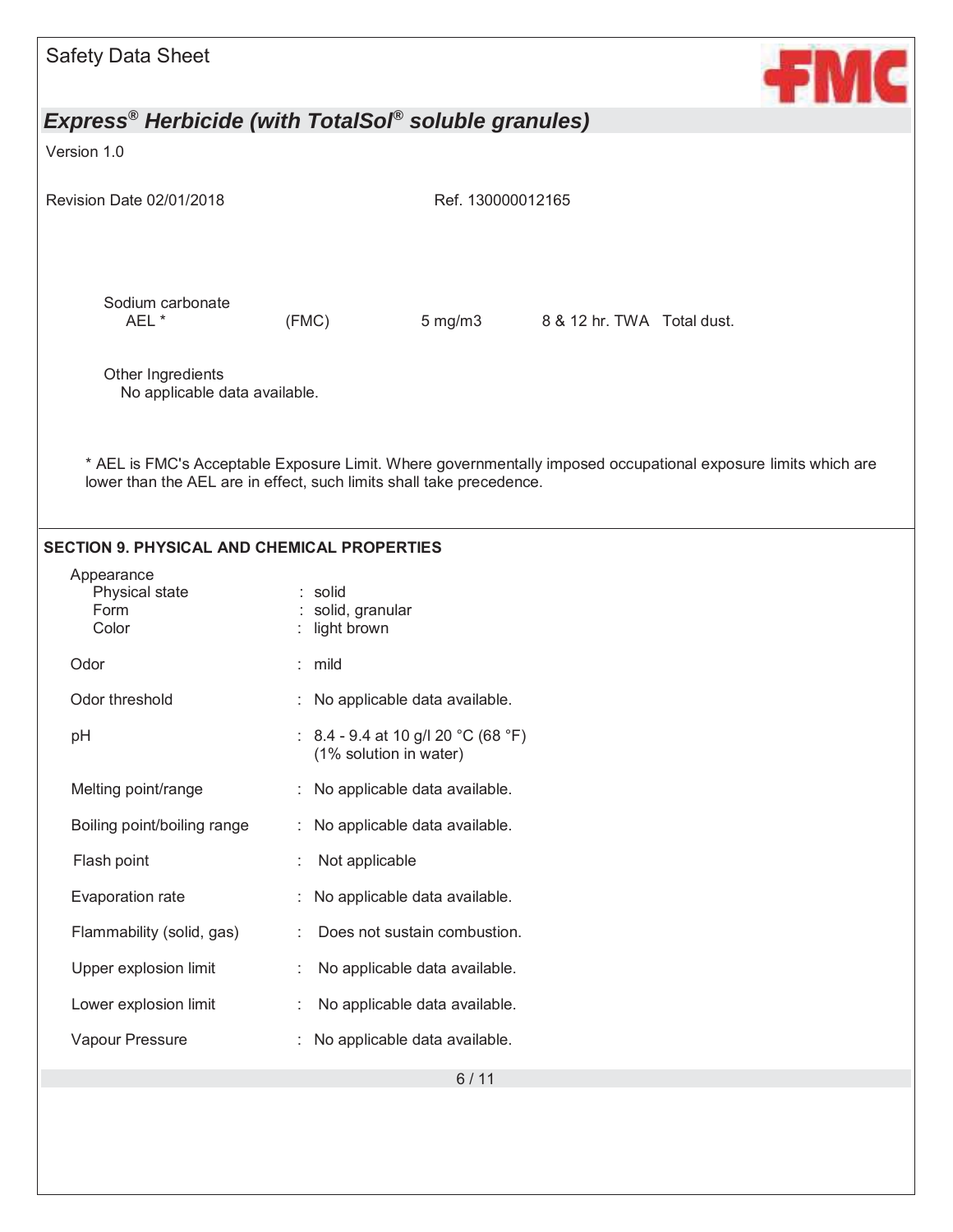Sodium carbonate

| | | | | |
|---|---|---|---|---|
| AEL * | (FMC) | 5 mg/m3 | 8 & 12 hr. TWA | Total dust. |

Other Ingredients
No applicable data available.

* AEL is FMC's Acceptable Exposure Limit. Where governmentally imposed occupational exposure limits which are lower than the AEL are in effect, such limits shall take precedence.

## SECTION 9. PHYSICAL AND CHEMICAL PROPERTIES

Appearance

| | |
|---|---|
| Physical state | : solid |
| Form | : solid, granular |
| Color | : light brown |
| Odor | : mild |
| Odor threshold | : No applicable data available. |
| pH | : 8.4 - 9.4 at 10 g/l 20 °C (68 °F) (1% solution in water) |
| Melting point/range | : No applicable data available. |
| Boiling point/boiling range | : No applicable data available. |
| Flash point | : Not applicable |
| Evaporation rate | : No applicable data available. |
| Flammability (solid, gas) | : Does not sustain combustion. |
| Upper explosion limit | : No applicable data available. |
| Lower explosion limit | : No applicable data available. |
| Vapour Pressure | : No applicable data available. |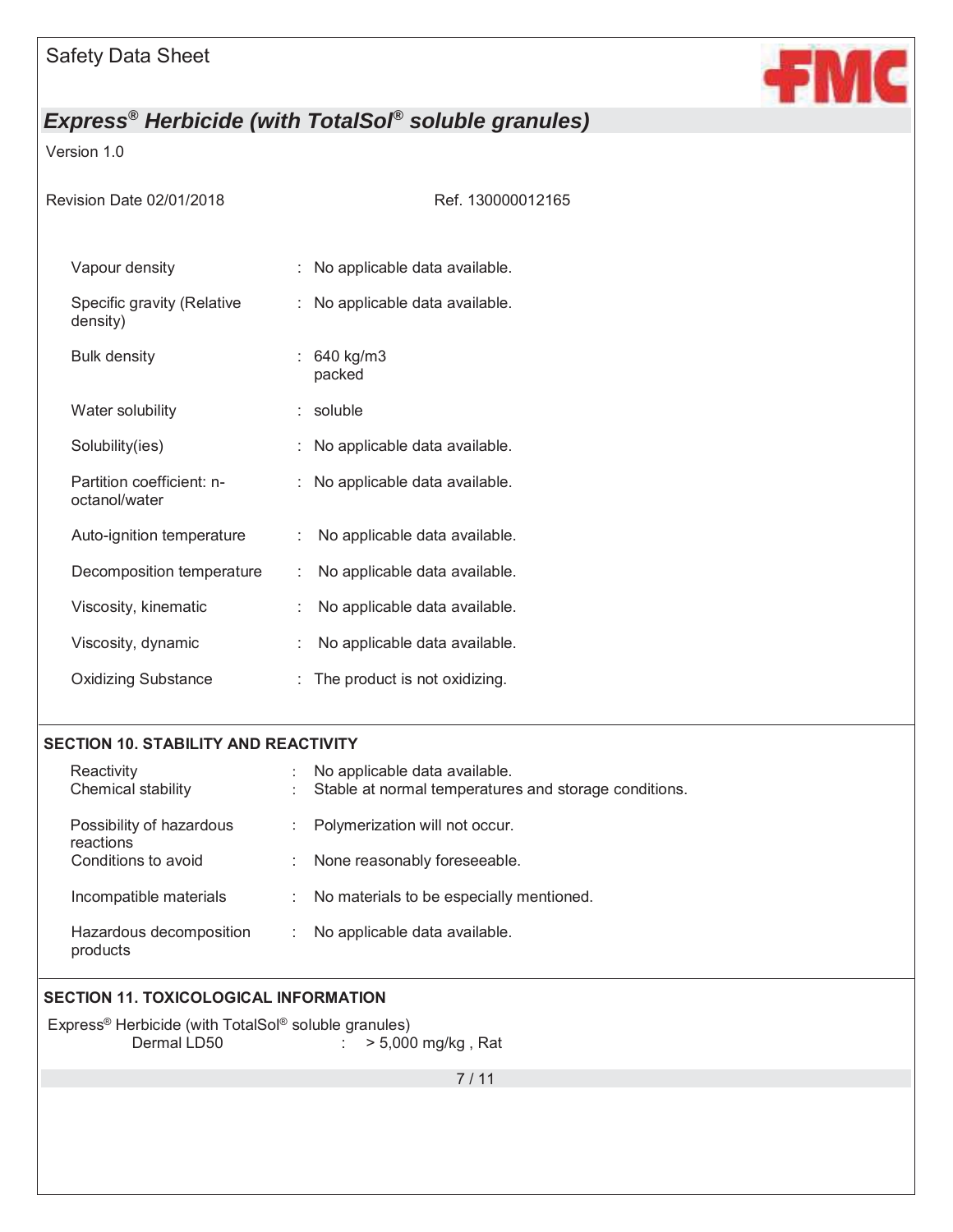| | | |
|---|---|---|
| Vapour density | : | No applicable data available. |
| Specific gravity (Relative density) | : | No applicable data available. |
| Bulk density | : | 640 kg/m3 packed |
| Water solubility | : | soluble |
| Solubility(ies) | : | No applicable data available. |
| Partition coefficient: n-octanol/water | : | No applicable data available. |
| Auto-ignition temperature | : | No applicable data available. |
| Decomposition temperature | : | No applicable data available. |
| Viscosity, kinematic | : | No applicable data available. |
| Viscosity, dynamic | : | No applicable data available. |
| Oxidizing Substance | : | The product is not oxidizing. |

## SECTION 10. STABILITY AND REACTIVITY

| | | |
|---|---|---|
| Reactivity | : | No applicable data available. |
| Chemical stability | : | Stable at normal temperatures and storage conditions. |
| Possibility of hazardous reactions | : | Polymerization will not occur. |
| Conditions to avoid | : | None reasonably foreseeable. |
| Incompatible materials | : | No materials to be especially mentioned. |
| Hazardous decomposition products | : | No applicable data available. |

## SECTION 11. TOXICOLOGICAL INFORMATION

Express® Herbicide (with TotalSol® soluble granules)

| | | |
|---|---|---|
| Dermal LD50 | : | > 5,000 mg/kg , Rat |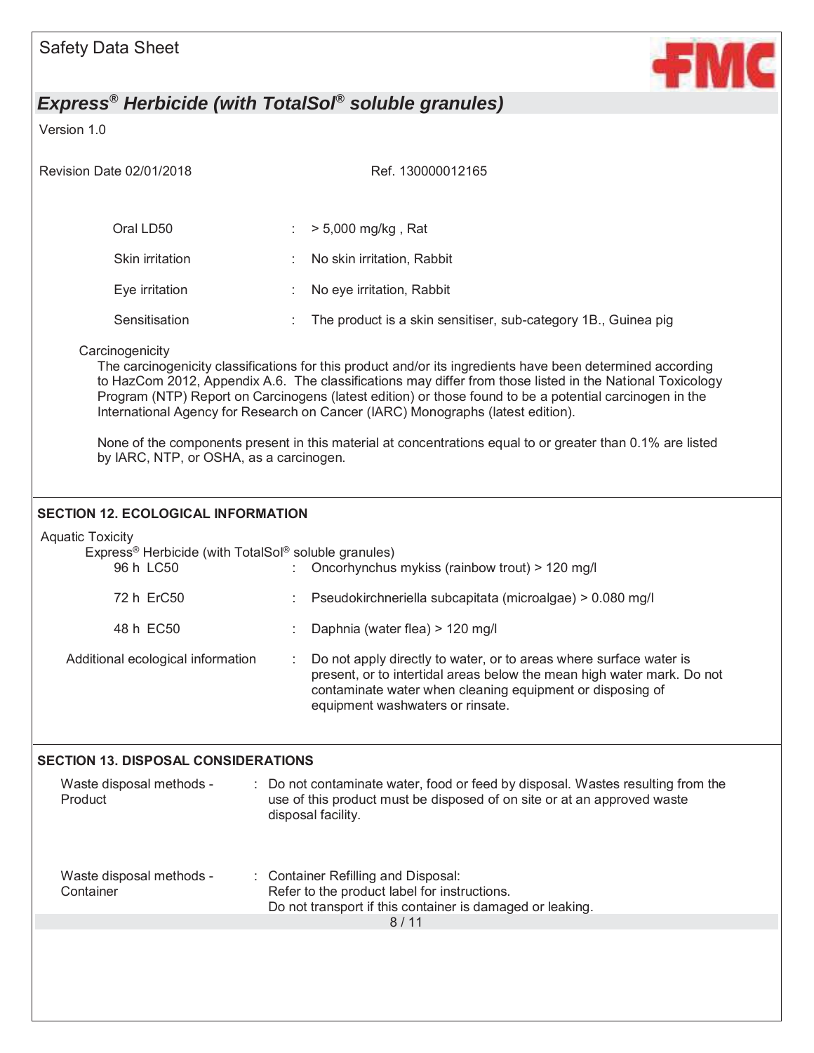| | | |
|---|---|---|
| Oral LD50 | : | > 5,000 mg/kg , Rat |
| Skin irritation | : | No skin irritation, Rabbit |
| Eye irritation | : | No eye irritation, Rabbit |
| Sensitisation | : | The product is a skin sensitiser, sub-category 1B., Guinea pig |

Carcinogenicity

The carcinogenicity classifications for this product and/or its ingredients have been determined according to HazCom 2012, Appendix A.6. The classifications may differ from those listed in the National Toxicology Program (NTP) Report on Carcinogens (latest edition) or those found to be a potential carcinogen in the International Agency for Research on Cancer (IARC) Monographs (latest edition).

None of the components present in this material at concentrations equal to or greater than 0.1% are listed by IARC, NTP, or OSHA, as a carcinogen.

## SECTION 12. ECOLOGICAL INFORMATION

Aquatic Toxicity

Express® Herbicide (with TotalSol® soluble granules)

| | | |
|---|---|---|
| 96 h LC50 | : | Oncorhynchus mykiss (rainbow trout) > 120 mg/l |
| 72 h ErC50 | : | Pseudokirchneriella subcapitata (microalgae) > 0.080 mg/l |
| 48 h EC50 | : | Daphnia (water flea) > 120 mg/l |
| Additional ecological information | : | Do not apply directly to water, or to areas where surface water is present, or to intertidal areas below the mean high water mark. Do not contaminate water when cleaning equipment or disposing of equipment washwaters or rinsate. |

## SECTION 13. DISPOSAL CONSIDERATIONS

| | | |
|---|---|---|
| Waste disposal methods - Product | : | Do not contaminate water, food or feed by disposal. Wastes resulting from the use of this product must be disposed of on site or at an approved waste disposal facility. |
| Waste disposal methods - Container | : | Container Refilling and Disposal:<br>Refer to the product label for instructions.<br>Do not transport if this container is damaged or leaking. |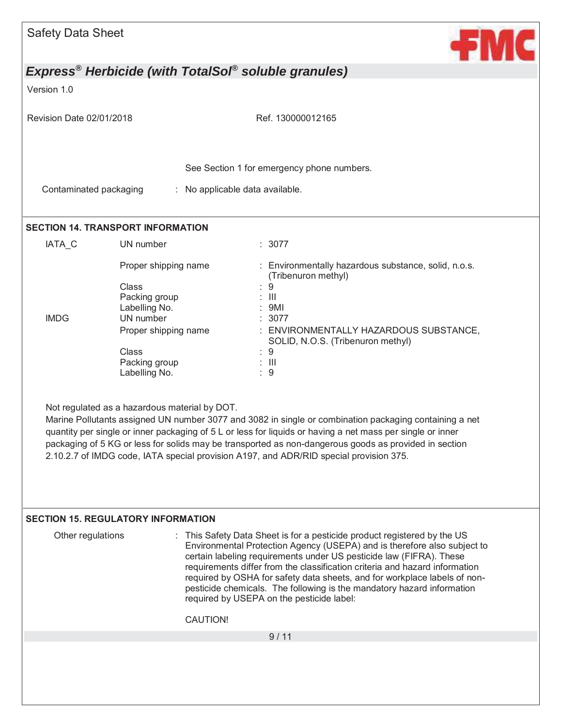See Section 1 for emergency phone numbers.

Contaminated packaging : No applicable data available.

## SECTION 14. TRANSPORT INFORMATION

| | | |
|---|---|---|
| IATA_C | UN number | : 3077 |
| | Proper shipping name | : Environmentally hazardous substance, solid, n.o.s. (Tribenuron methyl) |
| | Class | : 9 |
| | Packing group | : III |
| | Labelling No. | : 9MI |
| IMDG | UN number | : 3077 |
| | Proper shipping name | : ENVIRONMENTALLY HAZARDOUS SUBSTANCE, SOLID, N.O.S. (Tribenuron methyl) |
| | Class | : 9 |
| | Packing group | : III |
| | Labelling No. | : 9 |

Not regulated as a hazardous material by DOT.
Marine Pollutants assigned UN number 3077 and 3082 in single or combination packaging containing a net quantity per single or inner packaging of 5 L or less for liquids or having a net mass per single or inner packaging of 5 KG or less for solids may be transported as non-dangerous goods as provided in section 2.10.2.7 of IMDG code, IATA special provision A197, and ADR/RID special provision 375.

## SECTION 15. REGULATORY INFORMATION

Other regulations : This Safety Data Sheet is for a pesticide product registered by the US Environmental Protection Agency (USEPA) and is therefore also subject to certain labeling requirements under US pesticide law (FIFRA). These requirements differ from the classification criteria and hazard information required by OSHA for safety data sheets, and for workplace labels of non-pesticide chemicals. The following is the mandatory hazard information required by USEPA on the pesticide label:

CAUTION!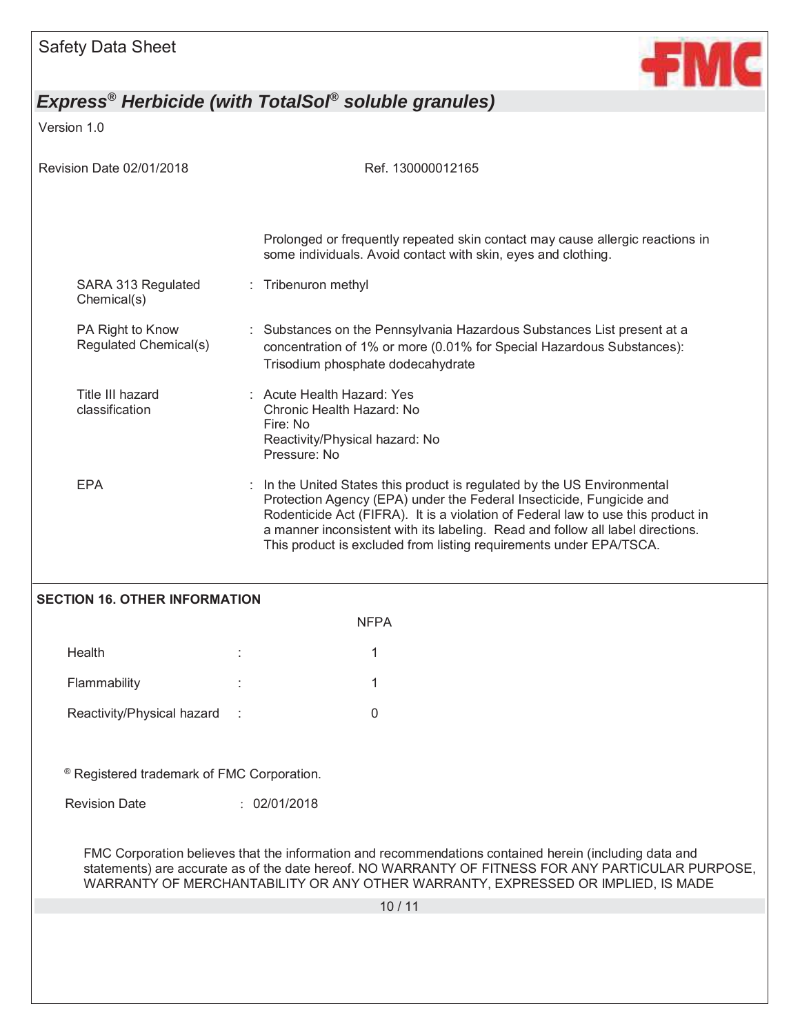Prolonged or frequently repeated skin contact may cause allergic reactions in some individuals. Avoid contact with skin, eyes and clothing.

| | | |
|---|---|---|
| SARA 313 Regulated Chemical(s) | : | Tribenuron methyl |
| PA Right to Know Regulated Chemical(s) | : | Substances on the Pennsylvania Hazardous Substances List present at a concentration of 1% or more (0.01% for Special Hazardous Substances): Trisodium phosphate dodecahydrate |
| Title III hazard classification | : | Acute Health Hazard: Yes<br>Chronic Health Hazard: No<br>Fire: No<br>Reactivity/Physical hazard: No<br>Pressure: No |
| EPA | : | In the United States this product is regulated by the US Environmental Protection Agency (EPA) under the Federal Insecticide, Fungicide and Rodenticide Act (FIFRA). It is a violation of Federal law to use this product in a manner inconsistent with its labeling. Read and follow all label directions. This product is excluded from listing requirements under EPA/TSCA. |

## SECTION 16. OTHER INFORMATION

| | | NFPA |
|---|---|---|
| Health | : | 1 |
| Flammability | : | 1 |
| Reactivity/Physical hazard | : | 0 |

® Registered trademark of FMC Corporation.

Revision Date : 02/01/2018

FMC Corporation believes that the information and recommendations contained herein (including data and statements) are accurate as of the date hereof. NO WARRANTY OF FITNESS FOR ANY PARTICULAR PURPOSE, WARRANTY OF MERCHANTABILITY OR ANY OTHER WARRANTY, EXPRESSED OR IMPLIED, IS MADE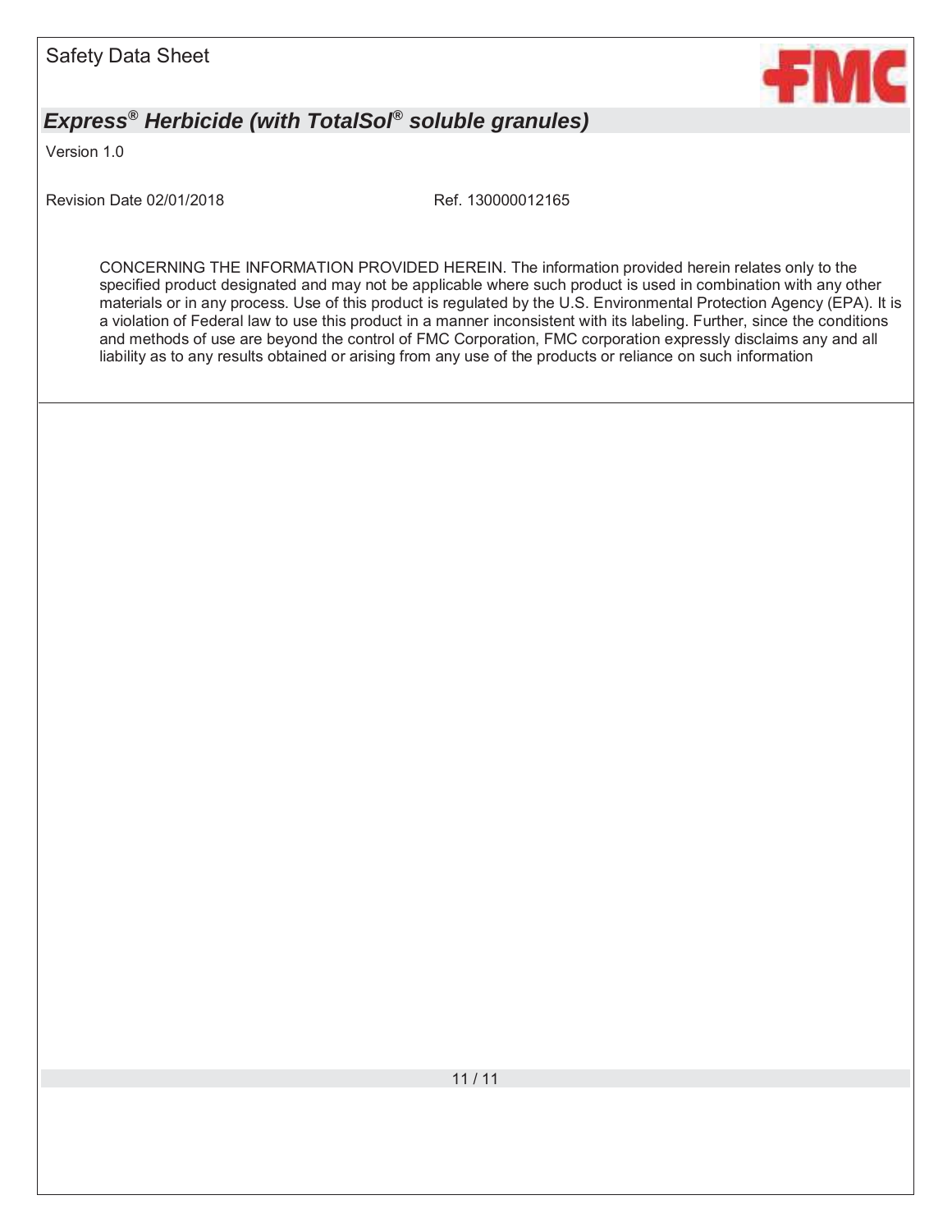CONCERNING THE INFORMATION PROVIDED HEREIN. The information provided herein relates only to the specified product designated and may not be applicable where such product is used in combination with any other materials or in any process. Use of this product is regulated by the U.S. Environmental Protection Agency (EPA). It is a violation of Federal law to use this product in a manner inconsistent with its labeling. Further, since the conditions and methods of use are beyond the control of FMC Corporation, FMC corporation expressly disclaims any and all liability as to any results obtained or arising from any use of the products or reliance on such information